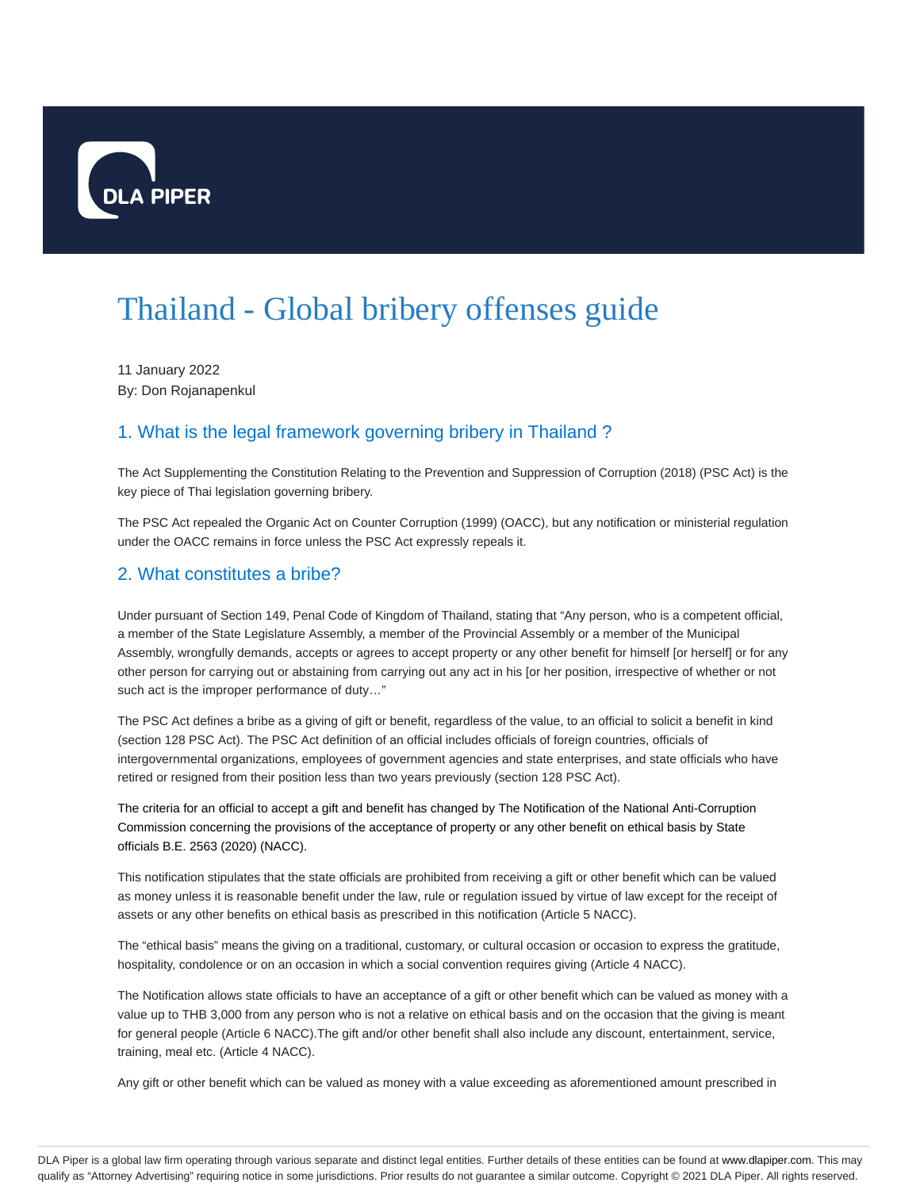# Thailand - Global bribery offenses guide

11 January 2022
By: Don Rojanapenkul

## 1. What is the legal framework governing bribery in Thailand ?

The Act Supplementing the Constitution Relating to the Prevention and Suppression of Corruption (2018) (PSC Act) is the key piece of Thai legislation governing bribery.

The PSC Act repealed the Organic Act on Counter Corruption (1999) (OACC), but any notification or ministerial regulation under the OACC remains in force unless the PSC Act expressly repeals it.

## 2. What constitutes a bribe?

Under pursuant of Section 149, Penal Code of Kingdom of Thailand, stating that "Any person, who is a competent official, a member of the State Legislature Assembly, a member of the Provincial Assembly or a member of the Municipal Assembly, wrongfully demands, accepts or agrees to accept property or any other benefit for himself [or herself] or for any other person for carrying out or abstaining from carrying out any act in his [or her position, irrespective of whether or not such act is the improper performance of duty…"

The PSC Act defines a bribe as a giving of gift or benefit, regardless of the value, to an official to solicit a benefit in kind (section 128 PSC Act). The PSC Act definition of an official includes officials of foreign countries, officials of intergovernmental organizations, employees of government agencies and state enterprises, and state officials who have retired or resigned from their position less than two years previously (section 128 PSC Act).

The criteria for an official to accept a gift and benefit has changed by The Notification of the National Anti-Corruption Commission concerning the provisions of the acceptance of property or any other benefit on ethical basis by State officials B.E. 2563 (2020) (NACC).

This notification stipulates that the state officials are prohibited from receiving a gift or other benefit which can be valued as money unless it is reasonable benefit under the law, rule or regulation issued by virtue of law except for the receipt of assets or any other benefits on ethical basis as prescribed in this notification (Article 5 NACC).

The "ethical basis" means the giving on a traditional, customary, or cultural occasion or occasion to express the gratitude, hospitality, condolence or on an occasion in which a social convention requires giving (Article 4 NACC).

The Notification allows state officials to have an acceptance of a gift or other benefit which can be valued as money with a value up to THB 3,000 from any person who is not a relative on ethical basis and on the occasion that the giving is meant for general people (Article 6 NACC).The gift and/or other benefit shall also include any discount, entertainment, service, training, meal etc. (Article 4 NACC).

Any gift or other benefit which can be valued as money with a value exceeding as aforementioned amount prescribed in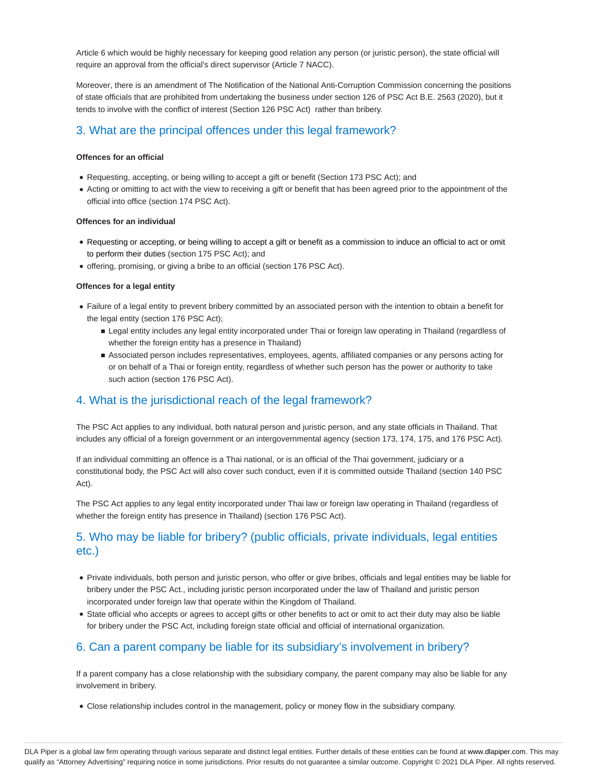Article 6 which would be highly necessary for keeping good relation any person (or juristic person), the state official will require an approval from the official's direct supervisor (Article 7 NACC).

Moreover, there is an amendment of The Notification of the National Anti-Corruption Commission concerning the positions of state officials that are prohibited from undertaking the business under section 126 of PSC Act B.E. 2563 (2020), but it tends to involve with the conflict of interest (Section 126 PSC Act) rather than bribery.

## 3. What are the principal offences under this legal framework?

**Offences for an official**

- Requesting, accepting, or being willing to accept a gift or benefit (Section 173 PSC Act); and
- Acting or omitting to act with the view to receiving a gift or benefit that has been agreed prior to the appointment of the official into office (section 174 PSC Act).

**Offences for an individual**

- Requesting or accepting, or being willing to accept a gift or benefit as a commission to induce an official to act or omit to perform their duties (section 175 PSC Act); and
- offering, promising, or giving a bribe to an official (section 176 PSC Act).

**Offences for a legal entity**

- Failure of a legal entity to prevent bribery committed by an associated person with the intention to obtain a benefit for the legal entity (section 176 PSC Act);
  - Legal entity includes any legal entity incorporated under Thai or foreign law operating in Thailand (regardless of whether the foreign entity has a presence in Thailand)
  - Associated person includes representatives, employees, agents, affiliated companies or any persons acting for or on behalf of a Thai or foreign entity, regardless of whether such person has the power or authority to take such action (section 176 PSC Act).

## 4. What is the jurisdictional reach of the legal framework?

The PSC Act applies to any individual, both natural person and juristic person, and any state officials in Thailand. That includes any official of a foreign government or an intergovernmental agency (section 173, 174, 175, and 176 PSC Act).

If an individual committing an offence is a Thai national, or is an official of the Thai government, judiciary or a constitutional body, the PSC Act will also cover such conduct, even if it is committed outside Thailand (section 140 PSC Act).

The PSC Act applies to any legal entity incorporated under Thai law or foreign law operating in Thailand (regardless of whether the foreign entity has presence in Thailand) (section 176 PSC Act).

## 5. Who may be liable for bribery? (public officials, private individuals, legal entities etc.)

- Private individuals, both person and juristic person, who offer or give bribes, officials and legal entities may be liable for bribery under the PSC Act., including juristic person incorporated under the law of Thailand and juristic person incorporated under foreign law that operate within the Kingdom of Thailand.
- State official who accepts or agrees to accept gifts or other benefits to act or omit to act their duty may also be liable for bribery under the PSC Act, including foreign state official and official of international organization.

## 6. Can a parent company be liable for its subsidiary's involvement in bribery?

If a parent company has a close relationship with the subsidiary company, the parent company may also be liable for any involvement in bribery.

- Close relationship includes control in the management, policy or money flow in the subsidiary company.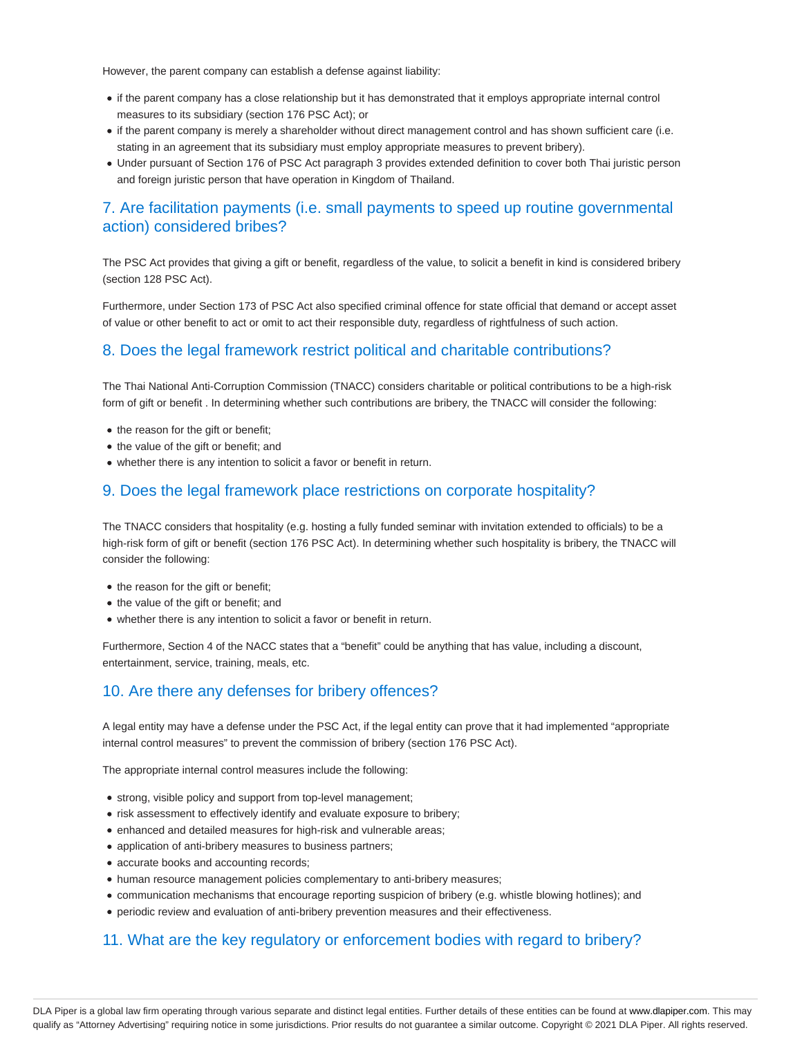However, the parent company can establish a defense against liability:

- if the parent company has a close relationship but it has demonstrated that it employs appropriate internal control measures to its subsidiary (section 176 PSC Act); or
- if the parent company is merely a shareholder without direct management control and has shown sufficient care (i.e. stating in an agreement that its subsidiary must employ appropriate measures to prevent bribery).
- Under pursuant of Section 176 of PSC Act paragraph 3 provides extended definition to cover both Thai juristic person and foreign juristic person that have operation in Kingdom of Thailand.

## 7. Are facilitation payments (i.e. small payments to speed up routine governmental action) considered bribes?

The PSC Act provides that giving a gift or benefit, regardless of the value, to solicit a benefit in kind is considered bribery (section 128 PSC Act).

Furthermore, under Section 173 of PSC Act also specified criminal offence for state official that demand or accept asset of value or other benefit to act or omit to act their responsible duty, regardless of rightfulness of such action.

## 8. Does the legal framework restrict political and charitable contributions?

The Thai National Anti-Corruption Commission (TNACC) considers charitable or political contributions to be a high-risk form of gift or benefit . In determining whether such contributions are bribery, the TNACC will consider the following:

- the reason for the gift or benefit;
- the value of the gift or benefit; and
- whether there is any intention to solicit a favor or benefit in return.

## 9. Does the legal framework place restrictions on corporate hospitality?

The TNACC considers that hospitality (e.g. hosting a fully funded seminar with invitation extended to officials) to be a high-risk form of gift or benefit (section 176 PSC Act). In determining whether such hospitality is bribery, the TNACC will consider the following:

- the reason for the gift or benefit;
- the value of the gift or benefit; and
- whether there is any intention to solicit a favor or benefit in return.

Furthermore, Section 4 of the NACC states that a "benefit" could be anything that has value, including a discount, entertainment, service, training, meals, etc.

## 10. Are there any defenses for bribery offences?

A legal entity may have a defense under the PSC Act, if the legal entity can prove that it had implemented "appropriate internal control measures" to prevent the commission of bribery (section 176 PSC Act).

The appropriate internal control measures include the following:

- strong, visible policy and support from top-level management;
- risk assessment to effectively identify and evaluate exposure to bribery;
- enhanced and detailed measures for high-risk and vulnerable areas;
- application of anti-bribery measures to business partners;
- accurate books and accounting records;
- human resource management policies complementary to anti-bribery measures;
- communication mechanisms that encourage reporting suspicion of bribery (e.g. whistle blowing hotlines); and
- periodic review and evaluation of anti-bribery prevention measures and their effectiveness.

## 11. What are the key regulatory or enforcement bodies with regard to bribery?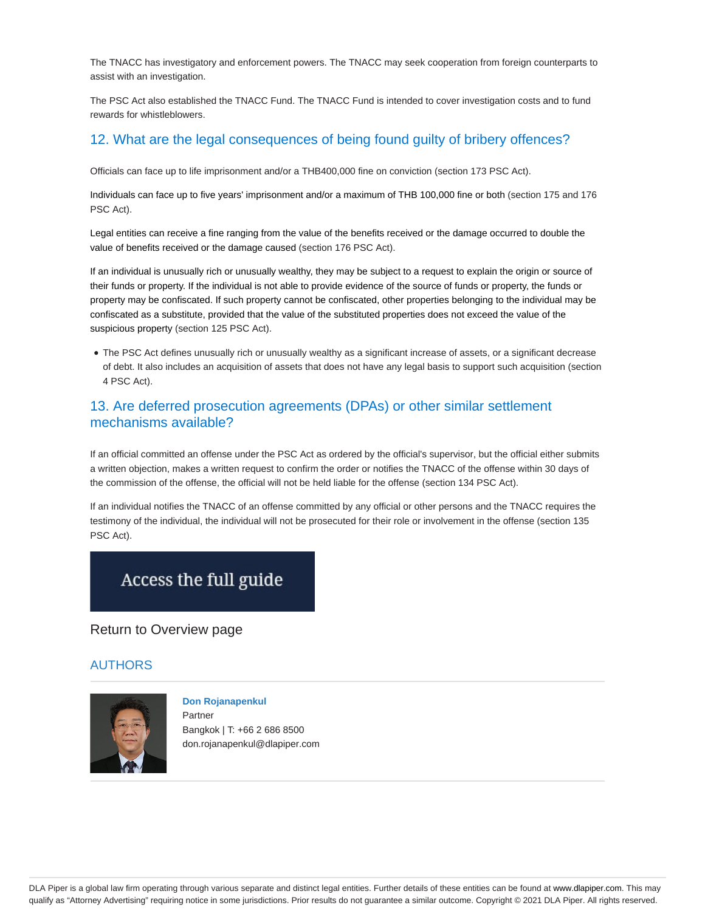The TNACC has investigatory and enforcement powers. The TNACC may seek cooperation from foreign counterparts to assist with an investigation.

The PSC Act also established the TNACC Fund. The TNACC Fund is intended to cover investigation costs and to fund rewards for whistleblowers.

## 12. What are the legal consequences of being found guilty of bribery offences?

Officials can face up to life imprisonment and/or a THB400,000 fine on conviction (section 173 PSC Act).

Individuals can face up to five years' imprisonment and/or a maximum of THB 100,000 fine or both (section 175 and 176 PSC Act).

Legal entities can receive a fine ranging from the value of the benefits received or the damage occurred to double the value of benefits received or the damage caused (section 176 PSC Act).

If an individual is unusually rich or unusually wealthy, they may be subject to a request to explain the origin or source of their funds or property. If the individual is not able to provide evidence of the source of funds or property, the funds or property may be confiscated. If such property cannot be confiscated, other properties belonging to the individual may be confiscated as a substitute, provided that the value of the substituted properties does not exceed the value of the suspicious property (section 125 PSC Act).

- The PSC Act defines unusually rich or unusually wealthy as a significant increase of assets, or a significant decrease of debt. It also includes an acquisition of assets that does not have any legal basis to support such acquisition (section 4 PSC Act).

## 13. Are deferred prosecution agreements (DPAs) or other similar settlement mechanisms available?

If an official committed an offense under the PSC Act as ordered by the official's supervisor, but the official either submits a written objection, makes a written request to confirm the order or notifies the TNACC of the offense within 30 days of the commission of the offense, the official will not be held liable for the offense (section 134 PSC Act).

If an individual notifies the TNACC of an offense committed by any official or other persons and the TNACC requires the testimony of the individual, the individual will not be prosecuted for their role or involvement in the offense (section 135 PSC Act).

Access the full guide

Return to Overview page

## AUTHORS

**Don Rojanapenkul**
Partner
Bangkok | T: +66 2 686 8500
don.rojanapenkul@dlapiper.com

DLA Piper is a global law firm operating through various separate and distinct legal entities. Further details of these entities can be found at www.dlapiper.com. This may qualify as "Attorney Advertising" requiring notice in some jurisdictions. Prior results do not guarantee a similar outcome. Copyright © 2021 DLA Piper. All rights reserved.